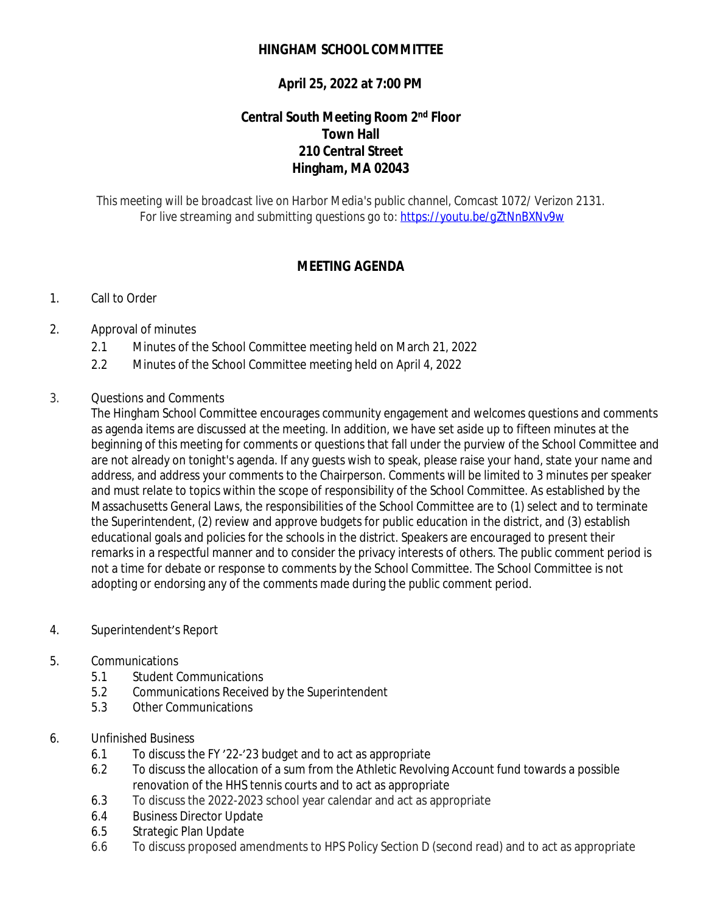# HINGHAM SCHOOL COMMITTEE

**April 25, 2022 at 7:00 PM**

**Central South Meeting Room 2nd Floor**
**Town Hall**
**210 Central Street**
**Hingham, MA 02043**

*This meeting will be broadcast live on Harbor Media's public channel, Comcast 1072/ Verizon 2131. For live streaming and submitting questions go to:* https://youtu.be/gZtNnBXNv9w

## MEETING AGENDA

1. Call to Order

2. Approval of minutes
   - 2.1 Minutes of the School Committee meeting held on March 21, 2022
   - 2.2 Minutes of the School Committee meeting held on April 4, 2022

3. Questions and Comments

   The Hingham School Committee encourages community engagement and welcomes questions and comments as agenda items are discussed at the meeting. In addition, we have set aside up to fifteen minutes at the beginning of this meeting for comments or questions that fall under the purview of the School Committee and are not already on tonight's agenda. If any guests wish to speak, please raise your hand, state your name and address, and address your comments to the Chairperson. Comments will be limited to 3 minutes per speaker and must relate to topics within the scope of responsibility of the School Committee. As established by the Massachusetts General Laws, the responsibilities of the School Committee are to (1) select and to terminate the Superintendent, (2) review and approve budgets for public education in the district, and (3) establish educational goals and policies for the schools in the district. Speakers are encouraged to present their remarks in a respectful manner and to consider the privacy interests of others. The public comment period is not a time for debate or response to comments by the School Committee. The School Committee is not adopting or endorsing any of the comments made during the public comment period.

4. Superintendent's Report

5. Communications
   - 5.1 Student Communications
   - 5.2 Communications Received by the Superintendent
   - 5.3 Other Communications

6. Unfinished Business
   - 6.1 To discuss the FY '22-'23 budget and to act as appropriate
   - 6.2 To discuss the allocation of a sum from the Athletic Revolving Account fund towards a possible renovation of the HHS tennis courts and to act as appropriate
   - 6.3 To discuss the 2022-2023 school year calendar and act as appropriate
   - 6.4 Business Director Update
   - 6.5 Strategic Plan Update
   - 6.6 To discuss proposed amendments to HPS Policy Section D (second read) and to act as appropriate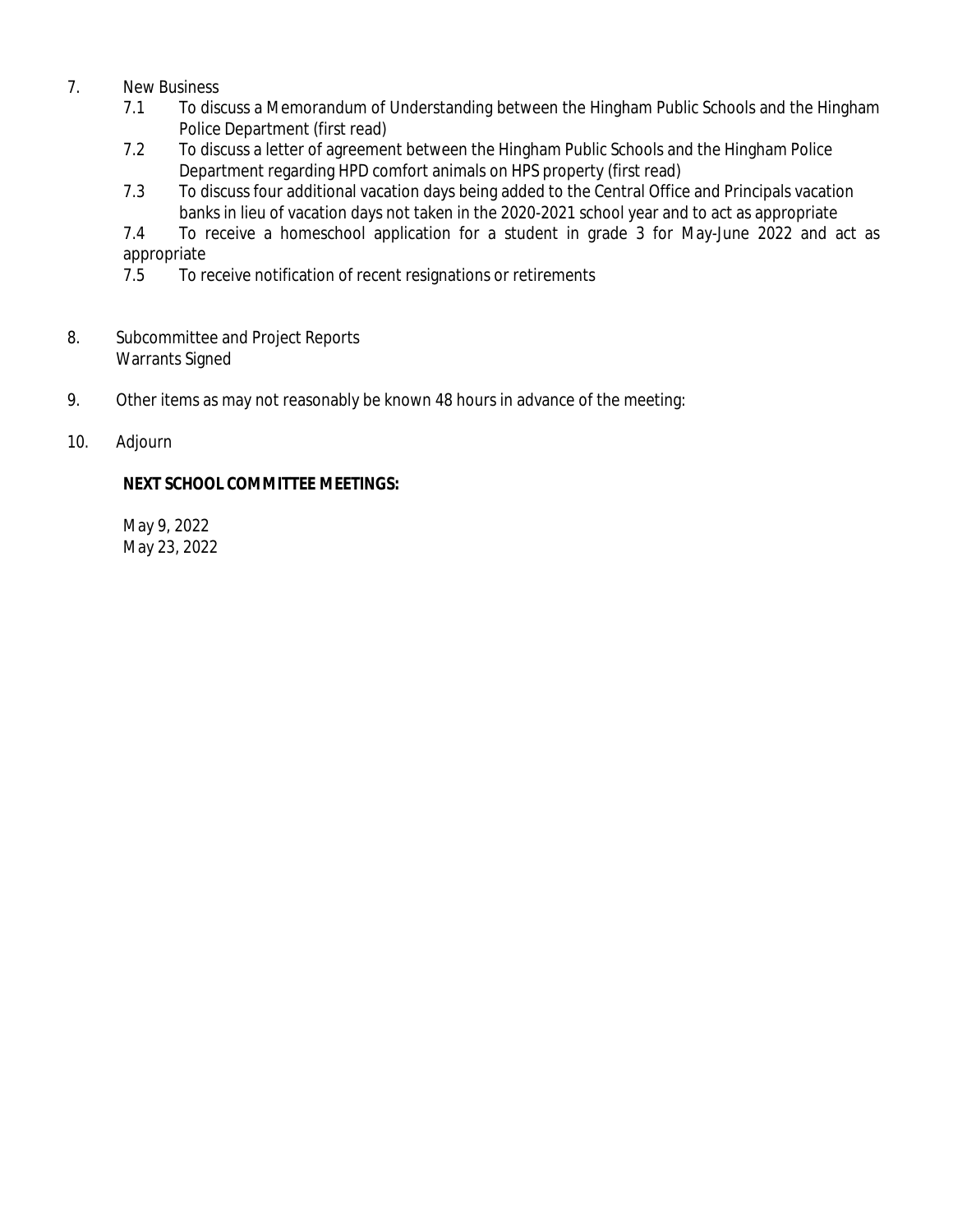7. New Business
   - 7.1 To discuss a Memorandum of Understanding between the Hingham Public Schools and the Hingham Police Department (first read)
   - 7.2 To discuss a letter of agreement between the Hingham Public Schools and the Hingham Police Department regarding HPD comfort animals on HPS property (first read)
   - 7.3 To discuss four additional vacation days being added to the Central Office and Principals vacation banks in lieu of vacation days not taken in the 2020-2021 school year and to act as appropriate
   - 7.4 To receive a homeschool application for a student in grade 3 for May-June 2022 and act as appropriate
   - 7.5 To receive notification of recent resignations or retirements

8. Subcommittee and Project Reports
   Warrants Signed

9. Other items as may not reasonably be known 48 hours in advance of the meeting:

10. Adjourn

**NEXT SCHOOL COMMITTEE MEETINGS:**

May 9, 2022
May 23, 2022